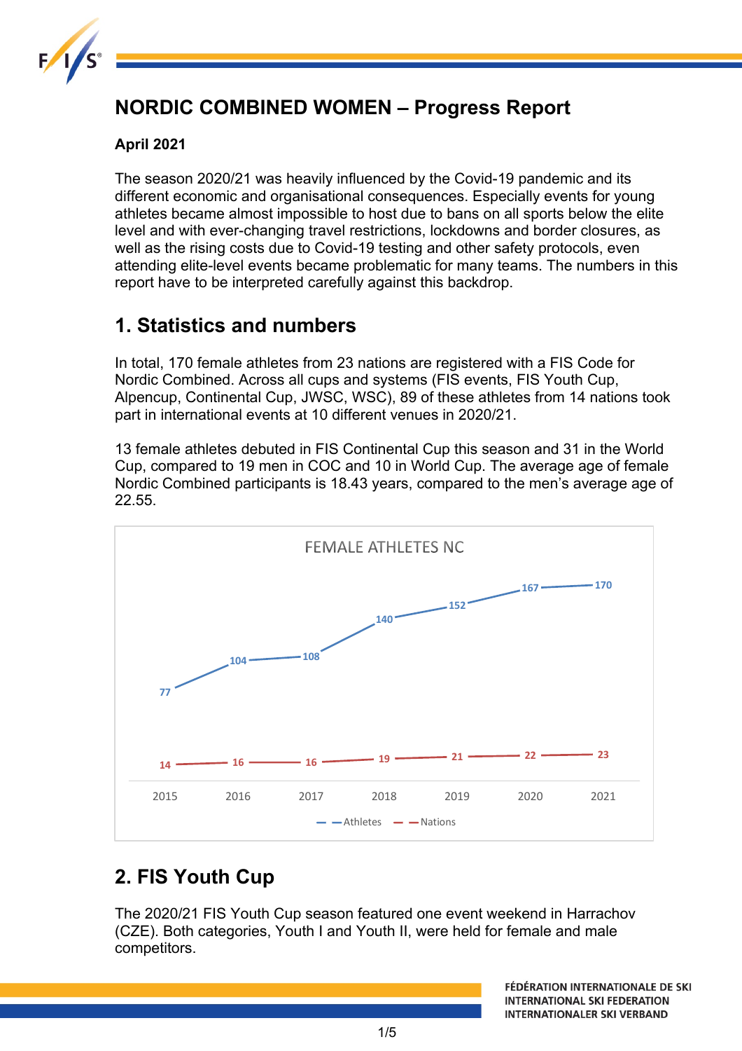# NORDIC COMBINED WOMEN – Progress Report

**April 2021**

The season 2020/21 was heavily influenced by the Covid-19 pandemic and its different economic and organisational consequences. Especially events for young athletes became almost impossible to host due to bans on all sports below the elite level and with ever-changing travel restrictions, lockdowns and border closures, as well as the rising costs due to Covid-19 testing and other safety protocols, even attending elite-level events became problematic for many teams. The numbers in this report have to be interpreted carefully against this backdrop.

## 1. Statistics and numbers

In total, 170 female athletes from 23 nations are registered with a FIS Code for Nordic Combined. Across all cups and systems (FIS events, FIS Youth Cup, Alpencup, Continental Cup, JWSC, WSC), 89 of these athletes from 14 nations took part in international events at 10 different venues in 2020/21.

13 female athletes debuted in FIS Continental Cup this season and 31 in the World Cup, compared to 19 men in COC and 10 in World Cup. The average age of female Nordic Combined participants is 18.43 years, compared to the men's average age of 22.55.

FEMALE ATHLETES NC

| | 2015 | 2016 | 2017 | 2018 | 2019 | 2020 | 2021 |
|---|---|---|---|---|---|---|---|
| Athletes | 77 | 104 | 108 | 140 | 152 | 167 | 170 |
| Nations | 14 | 16 | 16 | 19 | 21 | 22 | 23 |

## 2. FIS Youth Cup

The 2020/21 FIS Youth Cup season featured one event weekend in Harrachov (CZE). Both categories, Youth I and Youth II, were held for female and male competitors.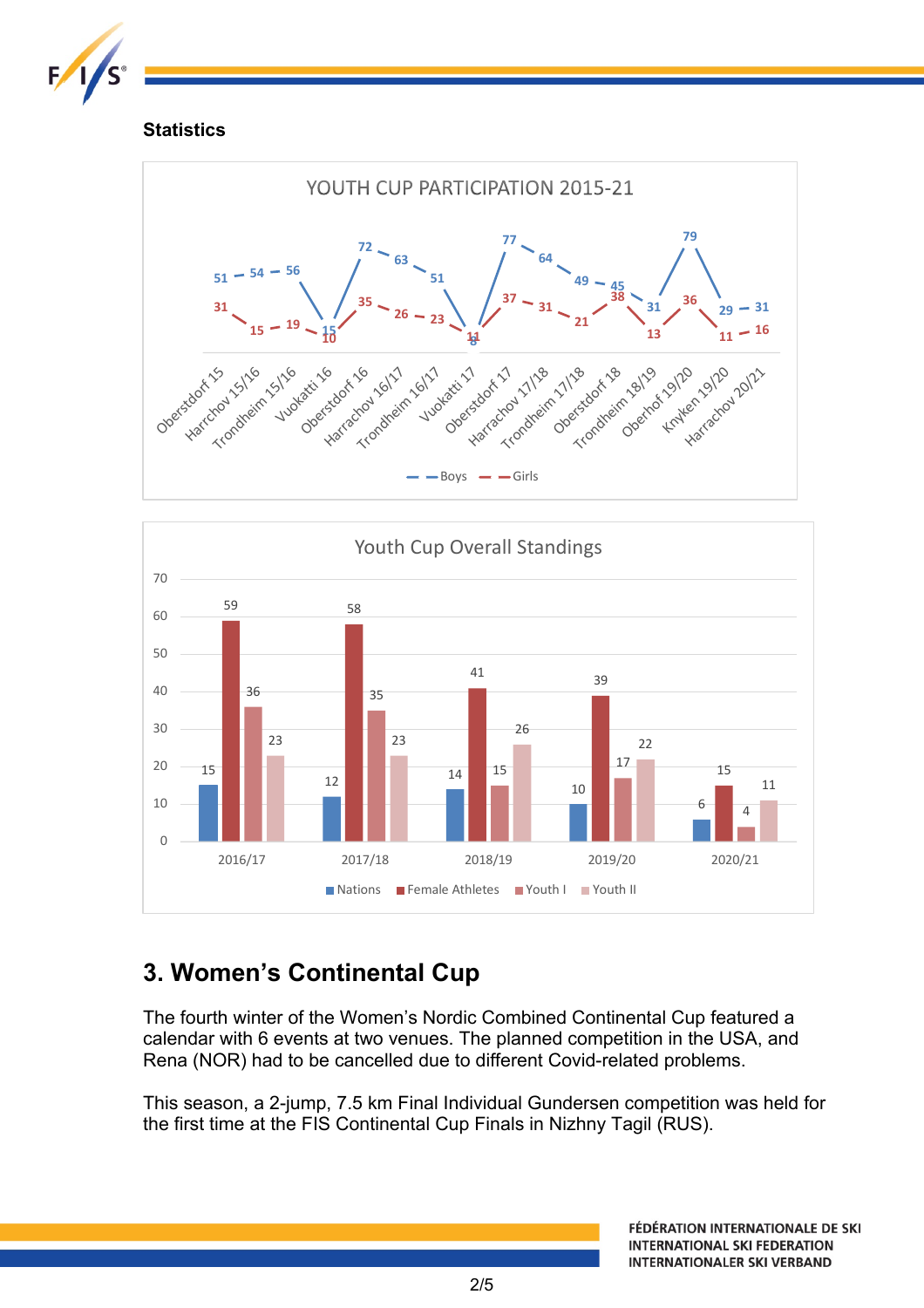### Statistics

**YOUTH CUP PARTICIPATION 2015-21**

| Event | Boys | Girls |
|---|---|---|
| Oberstdorf 15 | 51 | 31 |
| Harrchov 15/16 | 54 | 15 |
| Trondheim 15/16 | 56 | 19 |
| Vuokatti 16 | 15 | 10 |
| Oberstdorf 16 | 72 | 35 |
| Harrachov 16/17 | 63 | 26 |
| Trondheim 16/17 | 51 | 23 |
| Vuokatti 17 | 8 | 11 |
| Oberstdorf 17 | 77 | 37 |
| Harrachov 17/18 | 64 | 31 |
| Trondheim 17/18 | 49 | 21 |
| Oberstdorf 18 | 45 | 38 |
| Trondheim 18/19 | 31 | 13 |
| Oberhof 19/20 | 79 | 36 |
| Knyken 19/20 | 29 | 11 |
| Harrachov 20/21 | 31 | 16 |

**Youth Cup Overall Standings**

| Season | Nations | Female Athletes | Youth I | Youth II |
|---|---|---|---|---|
| 2016/17 | 15 | 59 | 36 | 23 |
| 2017/18 | 12 | 58 | 35 | 23 |
| 2018/19 | 14 | 41 | 15 | 26 |
| 2019/20 | 10 | 39 | 17 | 22 |
| 2020/21 | 6 | 15 | 4 | 11 |

## 3. Women's Continental Cup

The fourth winter of the Women's Nordic Combined Continental Cup featured a calendar with 6 events at two venues. The planned competition in the USA, and Rena (NOR) had to be cancelled due to different Covid-related problems.

This season, a 2-jump, 7.5 km Final Individual Gundersen competition was held for the first time at the FIS Continental Cup Finals in Nizhny Tagil (RUS).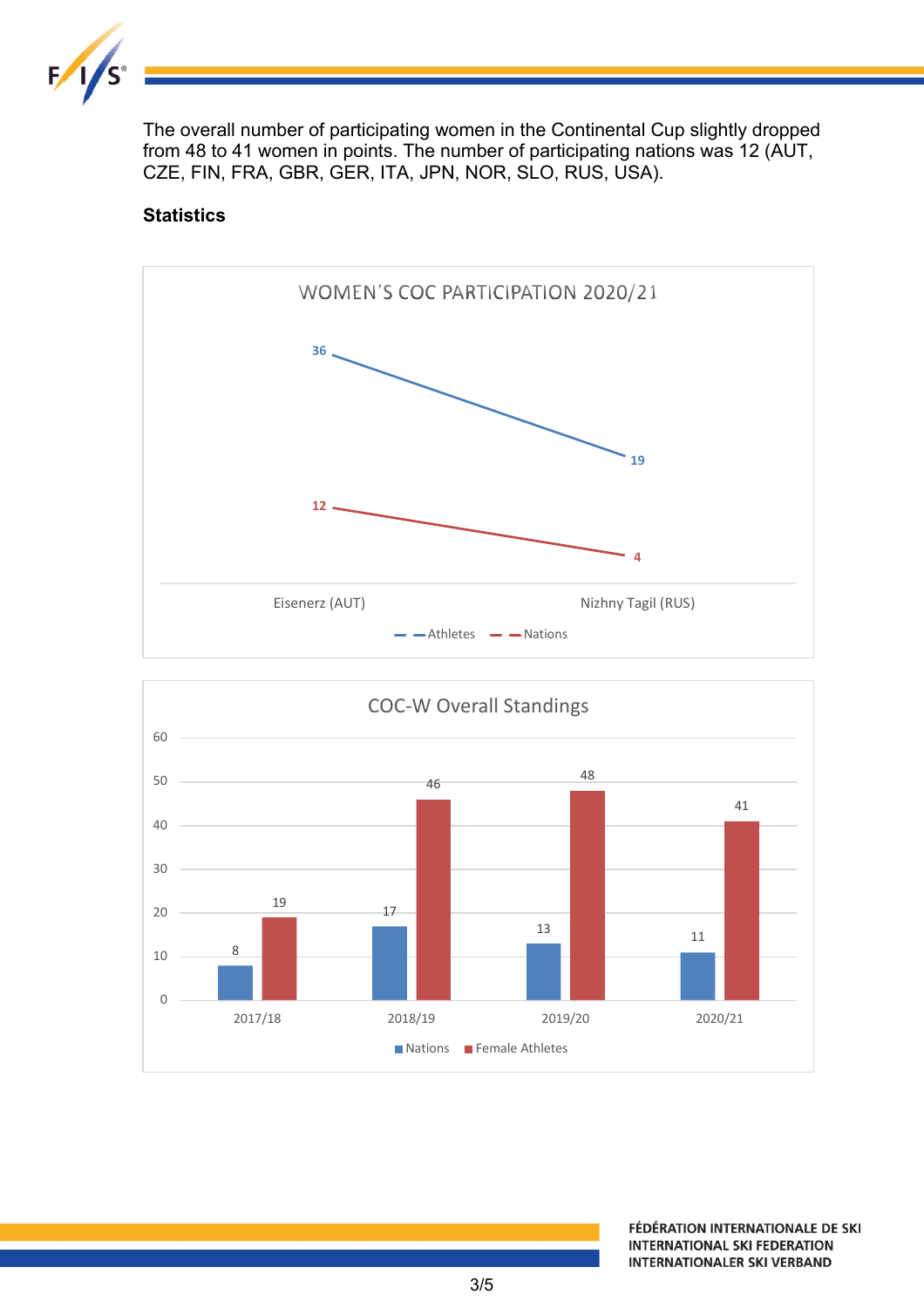The overall number of participating women in the Continental Cup slightly dropped from 48 to 41 women in points. The number of participating nations was 12 (AUT, CZE, FIN, FRA, GBR, GER, ITA, JPN, NOR, SLO, RUS, USA).

**Statistics**

WOMEN'S COC PARTICIPATION 2020/21

| | Eisenerz (AUT) | Nizhny Tagil (RUS) |
|---|---|---|
| Athletes | 36 | 19 |
| Nations | 12 | 4 |

COC-W Overall Standings

| | 2017/18 | 2018/19 | 2019/20 | 2020/21 |
|---|---|---|---|---|
| Nations | 8 | 17 | 13 | 11 |
| Female Athletes | 19 | 46 | 48 | 41 |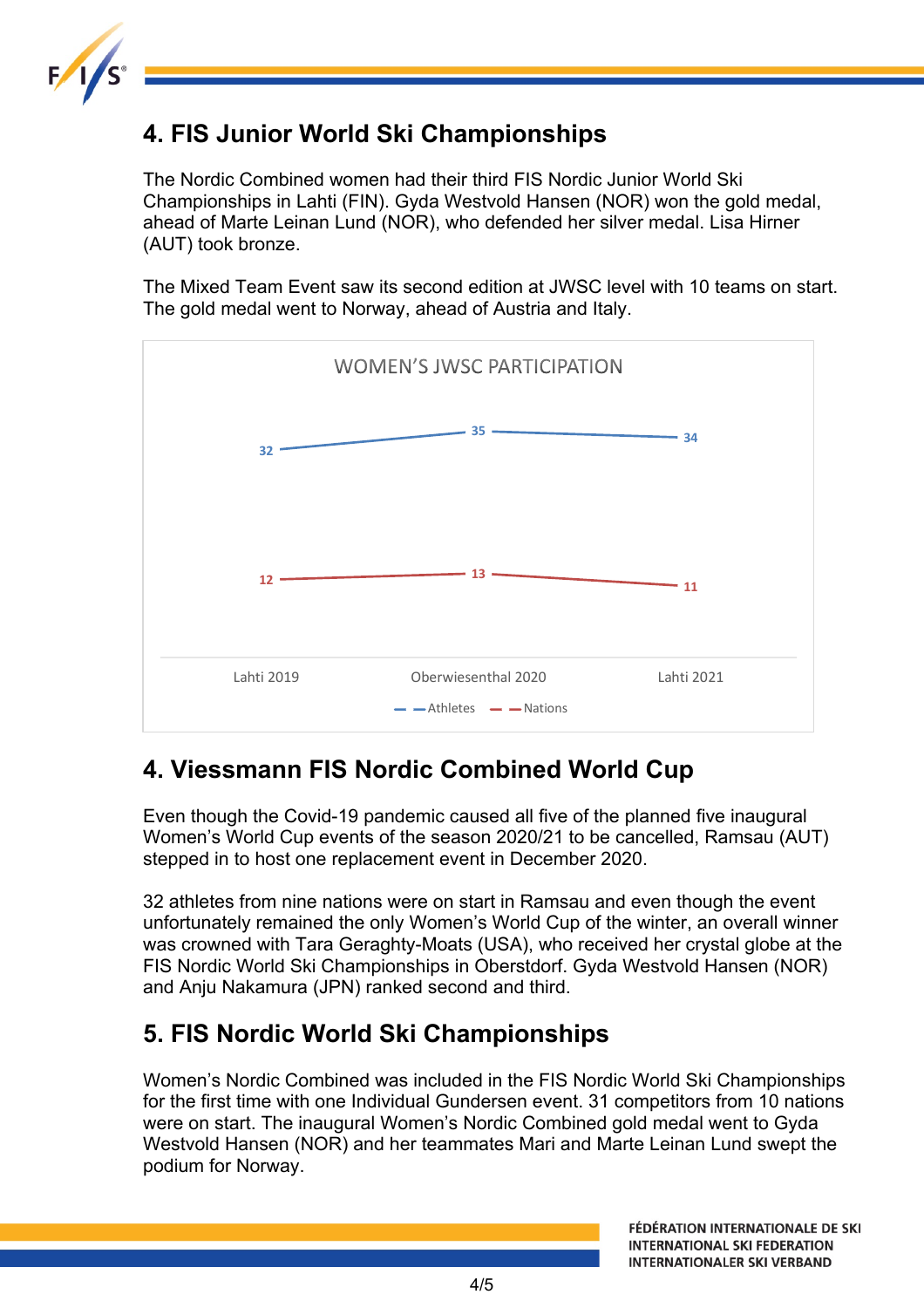## 4. FIS Junior World Ski Championships

The Nordic Combined women had their third FIS Nordic Junior World Ski Championships in Lahti (FIN). Gyda Westvold Hansen (NOR) won the gold medal, ahead of Marte Leinan Lund (NOR), who defended her silver medal. Lisa Hirner (AUT) took bronze.

The Mixed Team Event saw its second edition at JWSC level with 10 teams on start. The gold medal went to Norway, ahead of Austria and Italy.

WOMEN'S JWSC PARTICIPATION

| | Lahti 2019 | Oberwiesenthal 2020 | Lahti 2021 |
|---|---|---|---|
| Athletes | 32 | 35 | 34 |
| Nations | 12 | 13 | 11 |

## 4. Viessmann FIS Nordic Combined World Cup

Even though the Covid-19 pandemic caused all five of the planned five inaugural Women's World Cup events of the season 2020/21 to be cancelled, Ramsau (AUT) stepped in to host one replacement event in December 2020.

32 athletes from nine nations were on start in Ramsau and even though the event unfortunately remained the only Women's World Cup of the winter, an overall winner was crowned with Tara Geraghty-Moats (USA), who received her crystal globe at the FIS Nordic World Ski Championships in Oberstdorf. Gyda Westvold Hansen (NOR) and Anju Nakamura (JPN) ranked second and third.

## 5. FIS Nordic World Ski Championships

Women's Nordic Combined was included in the FIS Nordic World Ski Championships for the first time with one Individual Gundersen event. 31 competitors from 10 nations were on start. The inaugural Women's Nordic Combined gold medal went to Gyda Westvold Hansen (NOR) and her teammates Mari and Marte Leinan Lund swept the podium for Norway.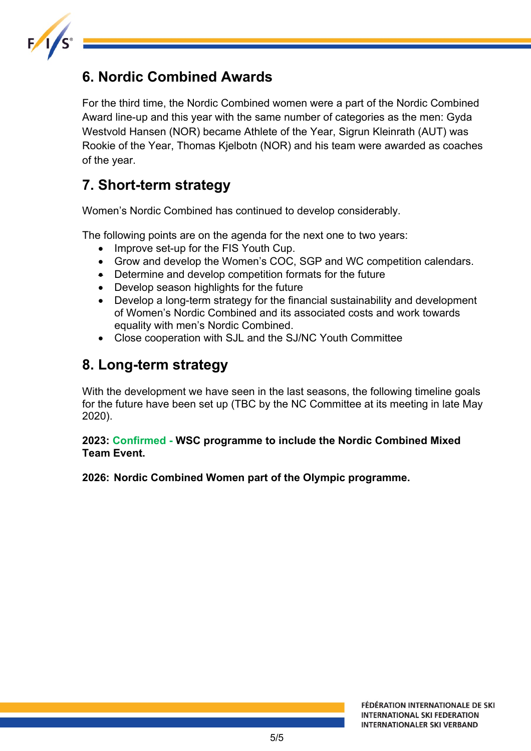## 6. Nordic Combined Awards

For the third time, the Nordic Combined women were a part of the Nordic Combined Award line-up and this year with the same number of categories as the men: Gyda Westvold Hansen (NOR) became Athlete of the Year, Sigrun Kleinrath (AUT) was Rookie of the Year, Thomas Kjelbotn (NOR) and his team were awarded as coaches of the year.

## 7. Short-term strategy

Women's Nordic Combined has continued to develop considerably.

The following points are on the agenda for the next one to two years:

- Improve set-up for the FIS Youth Cup.
- Grow and develop the Women's COC, SGP and WC competition calendars.
- Determine and develop competition formats for the future
- Develop season highlights for the future
- Develop a long-term strategy for the financial sustainability and development of Women's Nordic Combined and its associated costs and work towards equality with men's Nordic Combined.
- Close cooperation with SJL and the SJ/NC Youth Committee

## 8. Long-term strategy

With the development we have seen in the last seasons, the following timeline goals for the future have been set up (TBC by the NC Committee at its meeting in late May 2020).

**2023: Confirmed - WSC programme to include the Nordic Combined Mixed Team Event.**

**2026: Nordic Combined Women part of the Olympic programme.**